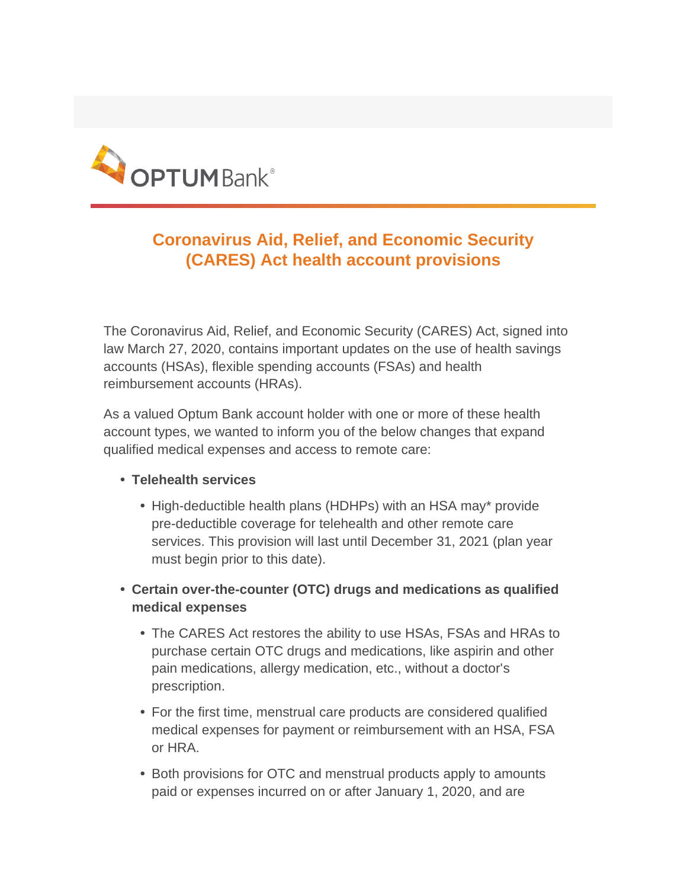OPTUM Bank®

# Coronavirus Aid, Relief, and Economic Security (CARES) Act health account provisions

The Coronavirus Aid, Relief, and Economic Security (CARES) Act, signed into law March 27, 2020, contains important updates on the use of health savings accounts (HSAs), flexible spending accounts (FSAs) and health reimbursement accounts (HRAs).

As a valued Optum Bank account holder with one or more of these health account types, we wanted to inform you of the below changes that expand qualified medical expenses and access to remote care:

- **Telehealth services**
  - High-deductible health plans (HDHPs) with an HSA may* provide pre-deductible coverage for telehealth and other remote care services. This provision will last until December 31, 2021 (plan year must begin prior to this date).
- **Certain over-the-counter (OTC) drugs and medications as qualified medical expenses**
  - The CARES Act restores the ability to use HSAs, FSAs and HRAs to purchase certain OTC drugs and medications, like aspirin and other pain medications, allergy medication, etc., without a doctor's prescription.
  - For the first time, menstrual care products are considered qualified medical expenses for payment or reimbursement with an HSA, FSA or HRA.
  - Both provisions for OTC and menstrual products apply to amounts paid or expenses incurred on or after January 1, 2020, and are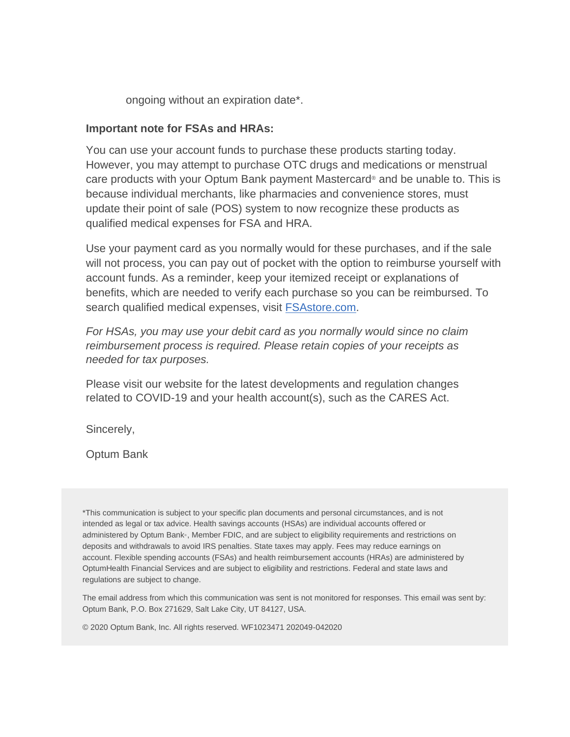ongoing without an expiration date*.

**Important note for FSAs and HRAs:**

You can use your account funds to purchase these products starting today. However, you may attempt to purchase OTC drugs and medications or menstrual care products with your Optum Bank payment Mastercard® and be unable to. This is because individual merchants, like pharmacies and convenience stores, must update their point of sale (POS) system to now recognize these products as qualified medical expenses for FSA and HRA.

Use your payment card as you normally would for these purchases, and if the sale will not process, you can pay out of pocket with the option to reimburse yourself with account funds. As a reminder, keep your itemized receipt or explanations of benefits, which are needed to verify each purchase so you can be reimbursed. To search qualified medical expenses, visit [FSAstore.com](FSAstore.com).

*For HSAs, you may use your debit card as you normally would since no claim reimbursement process is required. Please retain copies of your receipts as needed for tax purposes.*

Please visit our website for the latest developments and regulation changes related to COVID-19 and your health account(s), such as the CARES Act.

Sincerely,

Optum Bank

*This communication is subject to your specific plan documents and personal circumstances, and is not intended as legal or tax advice. Health savings accounts (HSAs) are individual accounts offered or administered by Optum Bank®, Member FDIC, and are subject to eligibility requirements and restrictions on deposits and withdrawals to avoid IRS penalties. State taxes may apply. Fees may reduce earnings on account. Flexible spending accounts (FSAs) and health reimbursement accounts (HRAs) are administered by OptumHealth Financial Services and are subject to eligibility and restrictions. Federal and state laws and regulations are subject to change.

The email address from which this communication was sent is not monitored for responses. This email was sent by: Optum Bank, P.O. Box 271629, Salt Lake City, UT 84127, USA.

© 2020 Optum Bank, Inc. All rights reserved. WF1023471 202049-042020